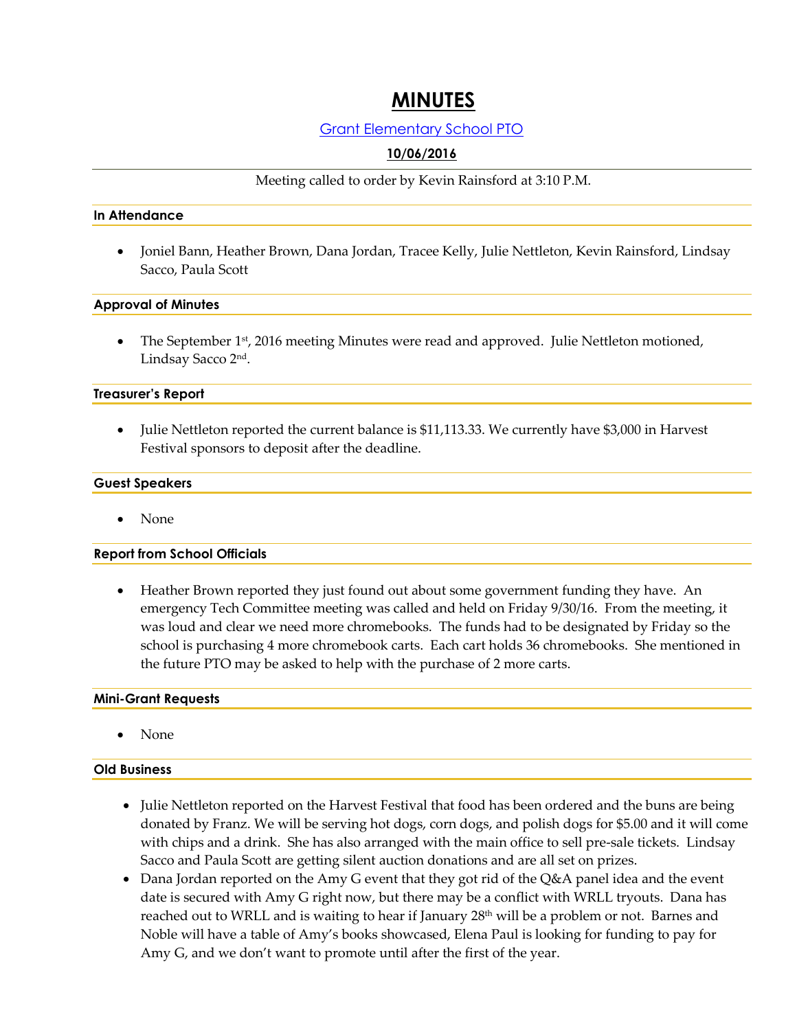# MINUTES

Grant Elementary School PTO

**10/06/2016**

Meeting called to order by Kevin Rainsford at 3:10 P.M.

### In Attendance

- Joniel Bann, Heather Brown, Dana Jordan, Tracee Kelly, Julie Nettleton, Kevin Rainsford, Lindsay Sacco, Paula Scott

### Approval of Minutes

- The September 1st, 2016 meeting Minutes were read and approved. Julie Nettleton motioned, Lindsay Sacco 2nd.

### Treasurer's Report

- Julie Nettleton reported the current balance is $11,113.33. We currently have $3,000 in Harvest Festival sponsors to deposit after the deadline.

### Guest Speakers

- None

### Report from School Officials

- Heather Brown reported they just found out about some government funding they have. An emergency Tech Committee meeting was called and held on Friday 9/30/16. From the meeting, it was loud and clear we need more chromebooks. The funds had to be designated by Friday so the school is purchasing 4 more chromebook carts. Each cart holds 36 chromebooks. She mentioned in the future PTO may be asked to help with the purchase of 2 more carts.

### Mini-Grant Requests

- None

### Old Business

- Julie Nettleton reported on the Harvest Festival that food has been ordered and the buns are being donated by Franz. We will be serving hot dogs, corn dogs, and polish dogs for $5.00 and it will come with chips and a drink. She has also arranged with the main office to sell pre-sale tickets. Lindsay Sacco and Paula Scott are getting silent auction donations and are all set on prizes.
- Dana Jordan reported on the Amy G event that they got rid of the Q&A panel idea and the event date is secured with Amy G right now, but there may be a conflict with WRLL tryouts. Dana has reached out to WRLL and is waiting to hear if January 28th will be a problem or not. Barnes and Noble will have a table of Amy's books showcased, Elena Paul is looking for funding to pay for Amy G, and we don't want to promote until after the first of the year.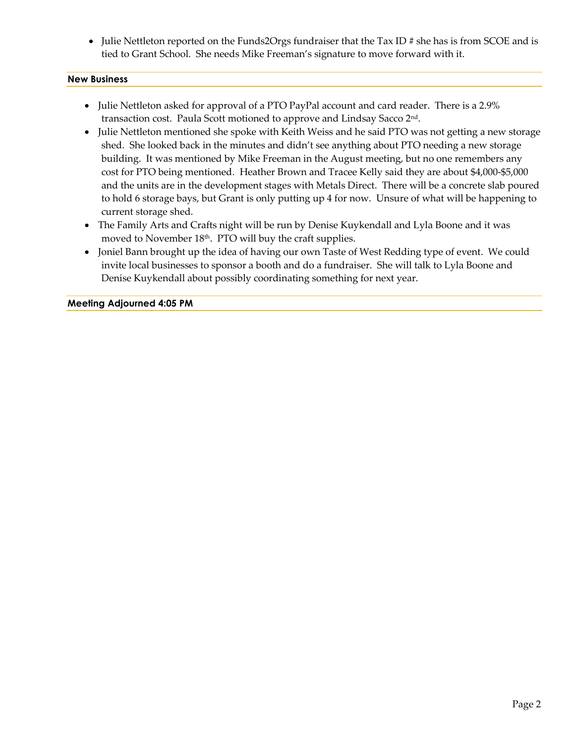- Julie Nettleton reported on the Funds2Orgs fundraiser that the Tax ID # she has is from SCOE and is tied to Grant School. She needs Mike Freeman's signature to move forward with it.

## New Business

- Julie Nettleton asked for approval of a PTO PayPal account and card reader. There is a 2.9% transaction cost. Paula Scott motioned to approve and Lindsay Sacco 2nd.
- Julie Nettleton mentioned she spoke with Keith Weiss and he said PTO was not getting a new storage shed. She looked back in the minutes and didn't see anything about PTO needing a new storage building. It was mentioned by Mike Freeman in the August meeting, but no one remembers any cost for PTO being mentioned. Heather Brown and Tracee Kelly said they are about $4,000-$5,000 and the units are in the development stages with Metals Direct. There will be a concrete slab poured to hold 6 storage bays, but Grant is only putting up 4 for now. Unsure of what will be happening to current storage shed.
- The Family Arts and Crafts night will be run by Denise Kuykendall and Lyla Boone and it was moved to November 18th. PTO will buy the craft supplies.
- Joniel Bann brought up the idea of having our own Taste of West Redding type of event. We could invite local businesses to sponsor a booth and do a fundraiser. She will talk to Lyla Boone and Denise Kuykendall about possibly coordinating something for next year.

## Meeting Adjourned 4:05 PM